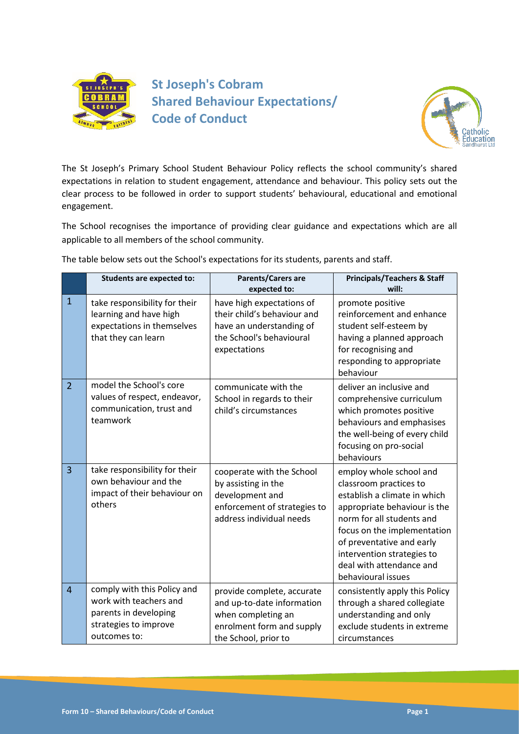# St Joseph's Cobram Shared Behaviour Expectations/ Code of Conduct

The St Joseph's Primary School Student Behaviour Policy reflects the school community's shared expectations in relation to student engagement, attendance and behaviour. This policy sets out the clear process to be followed in order to support students' behavioural, educational and emotional engagement.

The School recognises the importance of providing clear guidance and expectations which are all applicable to all members of the school community.

The table below sets out the School's expectations for its students, parents and staff.

| | **Students are expected to:** | **Parents/Carers are expected to:** | **Principals/Teachers & Staff will:** |
|---|---|---|---|
| 1 | take responsibility for their learning and have high expectations in themselves that they can learn | have high expectations of their child's behaviour and have an understanding of the School's behavioural expectations | promote positive reinforcement and enhance student self-esteem by having a planned approach for recognising and responding to appropriate behaviour |
| 2 | model the School's core values of respect, endeavor, communication, trust and teamwork | communicate with the School in regards to their child's circumstances | deliver an inclusive and comprehensive curriculum which promotes positive behaviours and emphasises the well-being of every child focusing on pro-social behaviours |
| 3 | take responsibility for their own behaviour and the impact of their behaviour on others | cooperate with the School by assisting in the development and enforcement of strategies to address individual needs | employ whole school and classroom practices to establish a climate in which appropriate behaviour is the norm for all students and focus on the implementation of preventative and early intervention strategies to deal with attendance and behavioural issues |
| 4 | comply with this Policy and work with teachers and parents in developing strategies to improve outcomes to: | provide complete, accurate and up-to-date information when completing an enrolment form and supply the School, prior to | consistently apply this Policy through a shared collegiate understanding and only exclude students in extreme circumstances |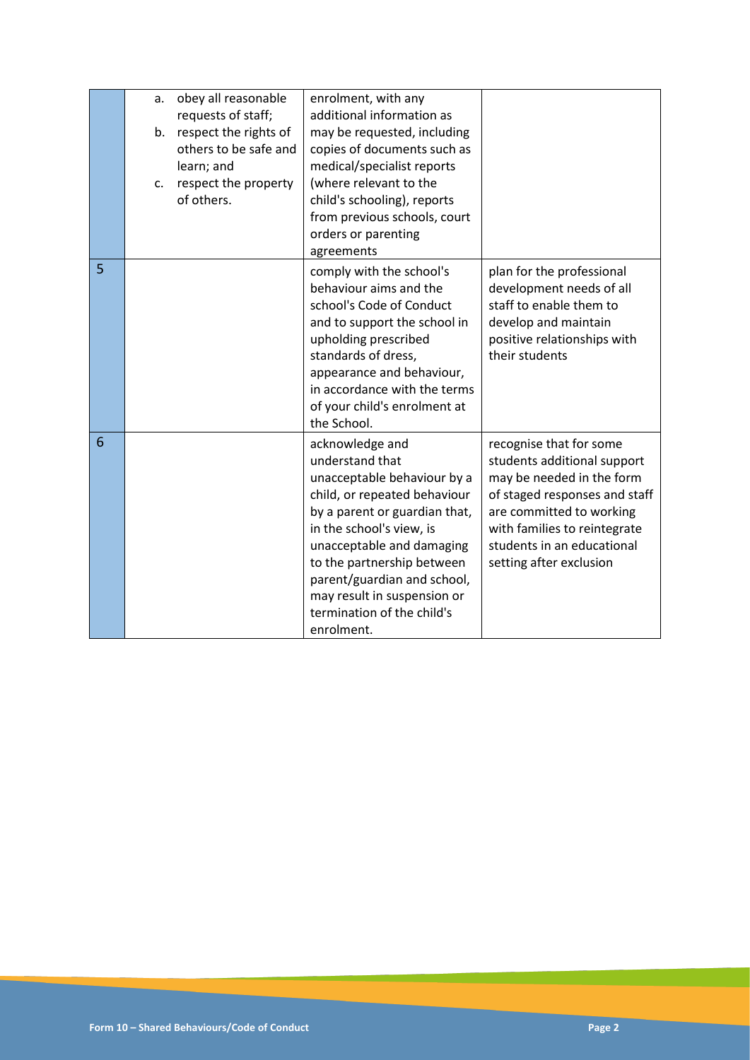| | | | |
|---|---|---|---|
| | a. obey all reasonable requests of staff;<br>b. respect the rights of others to be safe and learn; and<br>c. respect the property of others. | enrolment, with any additional information as may be requested, including copies of documents such as medical/specialist reports (where relevant to the child's schooling), reports from previous schools, court orders or parenting agreements | |
| 5 | | comply with the school's behaviour aims and the school's Code of Conduct and to support the school in upholding prescribed standards of dress, appearance and behaviour, in accordance with the terms of your child's enrolment at the School. | plan for the professional development needs of all staff to enable them to develop and maintain positive relationships with their students |
| 6 | | acknowledge and understand that unacceptable behaviour by a child, or repeated behaviour by a parent or guardian that, in the school's view, is unacceptable and damaging to the partnership between parent/guardian and school, may result in suspension or termination of the child's enrolment. | recognise that for some students additional support may be needed in the form of staged responses and staff are committed to working with families to reintegrate students in an educational setting after exclusion |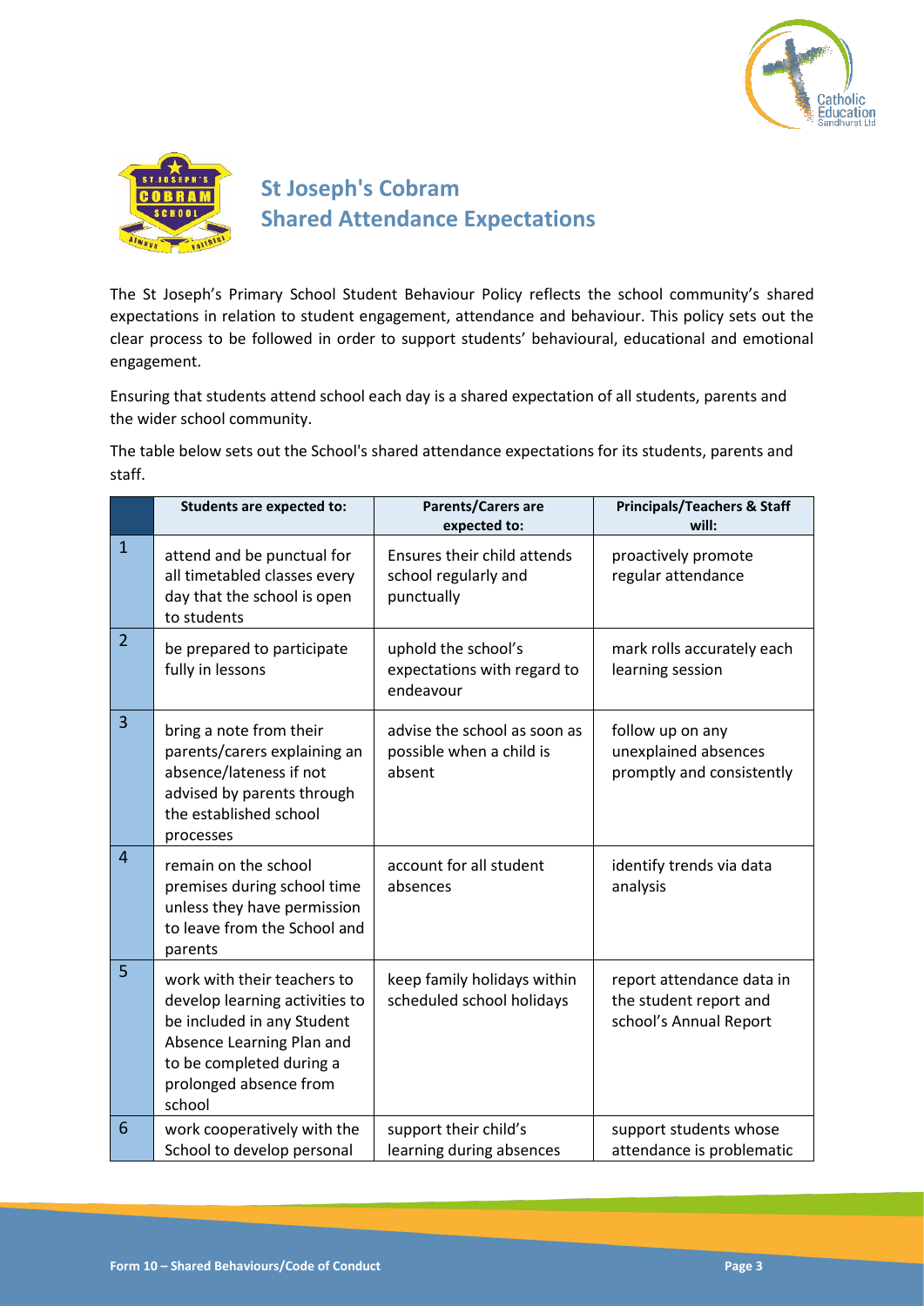# St Joseph's Cobram
# Shared Attendance Expectations

The St Joseph's Primary School Student Behaviour Policy reflects the school community's shared expectations in relation to student engagement, attendance and behaviour. This policy sets out the clear process to be followed in order to support students' behavioural, educational and emotional engagement.

Ensuring that students attend school each day is a shared expectation of all students, parents and the wider school community.

The table below sets out the School's shared attendance expectations for its students, parents and staff.

| | Students are expected to: | Parents/Carers are expected to: | Principals/Teachers & Staff will: |
|---|---|---|---|
| 1 | attend and be punctual for all timetabled classes every day that the school is open to students | Ensures their child attends school regularly and punctually | proactively promote regular attendance |
| 2 | be prepared to participate fully in lessons | uphold the school's expectations with regard to endeavour | mark rolls accurately each learning session |
| 3 | bring a note from their parents/carers explaining an absence/lateness if not advised by parents through the established school processes | advise the school as soon as possible when a child is absent | follow up on any unexplained absences promptly and consistently |
| 4 | remain on the school premises during school time unless they have permission to leave from the School and parents | account for all student absences | identify trends via data analysis |
| 5 | work with their teachers to develop learning activities to be included in any Student Absence Learning Plan and to be completed during a prolonged absence from school | keep family holidays within scheduled school holidays | report attendance data in the student report and school's Annual Report |
| 6 | work cooperatively with the School to develop personal | support their child's learning during absences | support students whose attendance is problematic |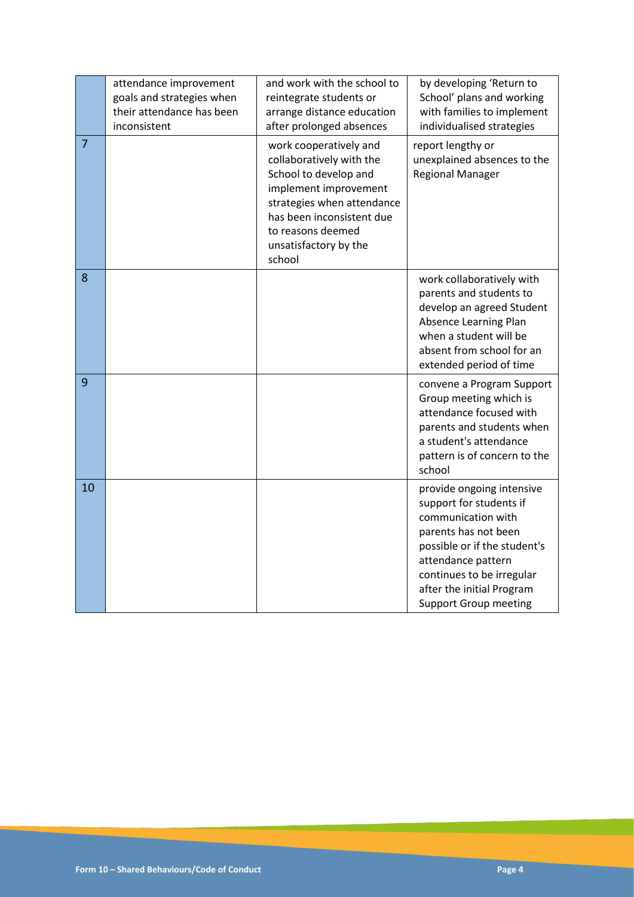| | | | |
|---|---|---|---|
| | attendance improvement goals and strategies when their attendance has been inconsistent | and work with the school to reintegrate students or arrange distance education after prolonged absences | by developing 'Return to School' plans and working with families to implement individualised strategies |
| 7 | | work cooperatively and collaboratively with the School to develop and implement improvement strategies when attendance has been inconsistent due to reasons deemed unsatisfactory by the school | report lengthy or unexplained absences to the Regional Manager |
| 8 | | | work collaboratively with parents and students to develop an agreed Student Absence Learning Plan when a student will be absent from school for an extended period of time |
| 9 | | | convene a Program Support Group meeting which is attendance focused with parents and students when a student's attendance pattern is of concern to the school |
| 10 | | | provide ongoing intensive support for students if communication with parents has not been possible or if the student's attendance pattern continues to be irregular after the initial Program Support Group meeting |